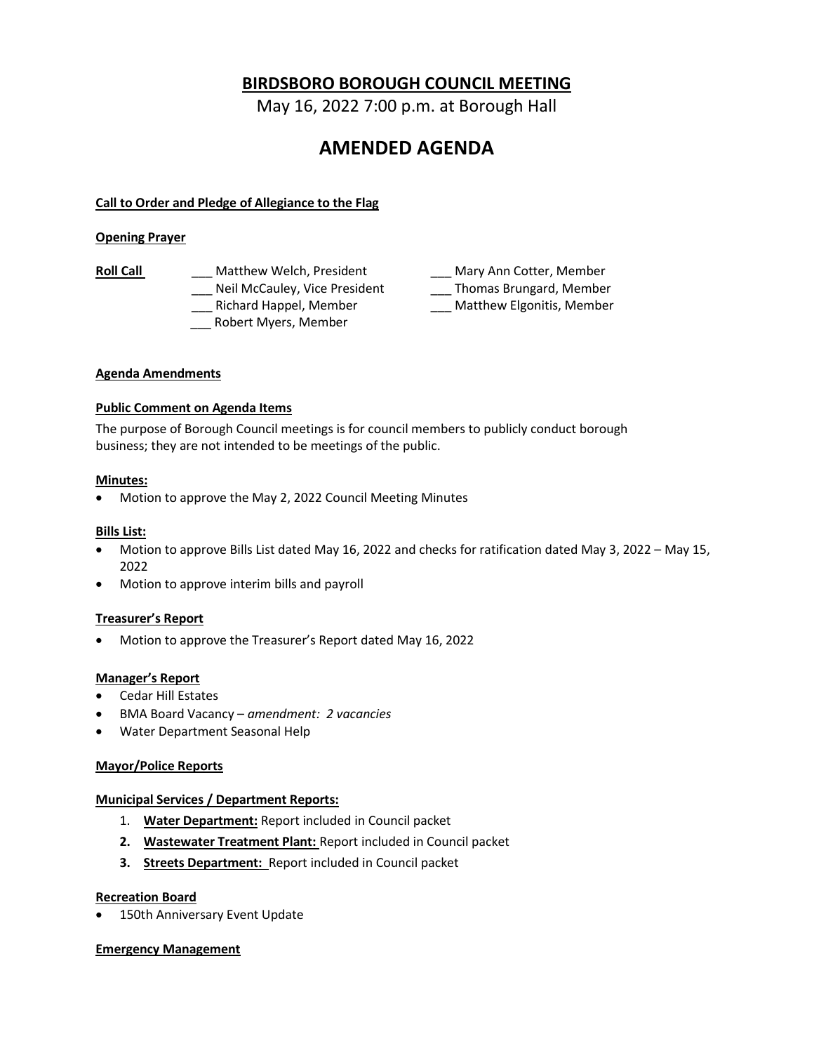# BIRDSBORO BOROUGH COUNCIL MEETING

May 16, 2022 7:00 p.m. at Borough Hall

# AMENDED AGENDA

**Call to Order and Pledge of Allegiance to the Flag**

**Opening Prayer**

**Roll Call**

___ Matthew Welch, President
___ Neil McCauley, Vice President
___ Richard Happel, Member
___ Robert Myers, Member
___ Mary Ann Cotter, Member
___ Thomas Brungard, Member
___ Matthew Elgonitis, Member

**Agenda Amendments**

**Public Comment on Agenda Items**

The purpose of Borough Council meetings is for council members to publicly conduct borough business; they are not intended to be meetings of the public.

**Minutes:**

- Motion to approve the May 2, 2022 Council Meeting Minutes

**Bills List:**

- Motion to approve Bills List dated May 16, 2022 and checks for ratification dated May 3, 2022 – May 15, 2022
- Motion to approve interim bills and payroll

**Treasurer's Report**

- Motion to approve the Treasurer's Report dated May 16, 2022

**Manager's Report**

- Cedar Hill Estates
- BMA Board Vacancy – *amendment: 2 vacancies*
- Water Department Seasonal Help

**Mayor/Police Reports**

**Municipal Services / Department Reports:**

1. **Water Department:** Report included in Council packet
2. **Wastewater Treatment Plant:** Report included in Council packet
3. **Streets Department:** Report included in Council packet

**Recreation Board**

- 150th Anniversary Event Update

**Emergency Management**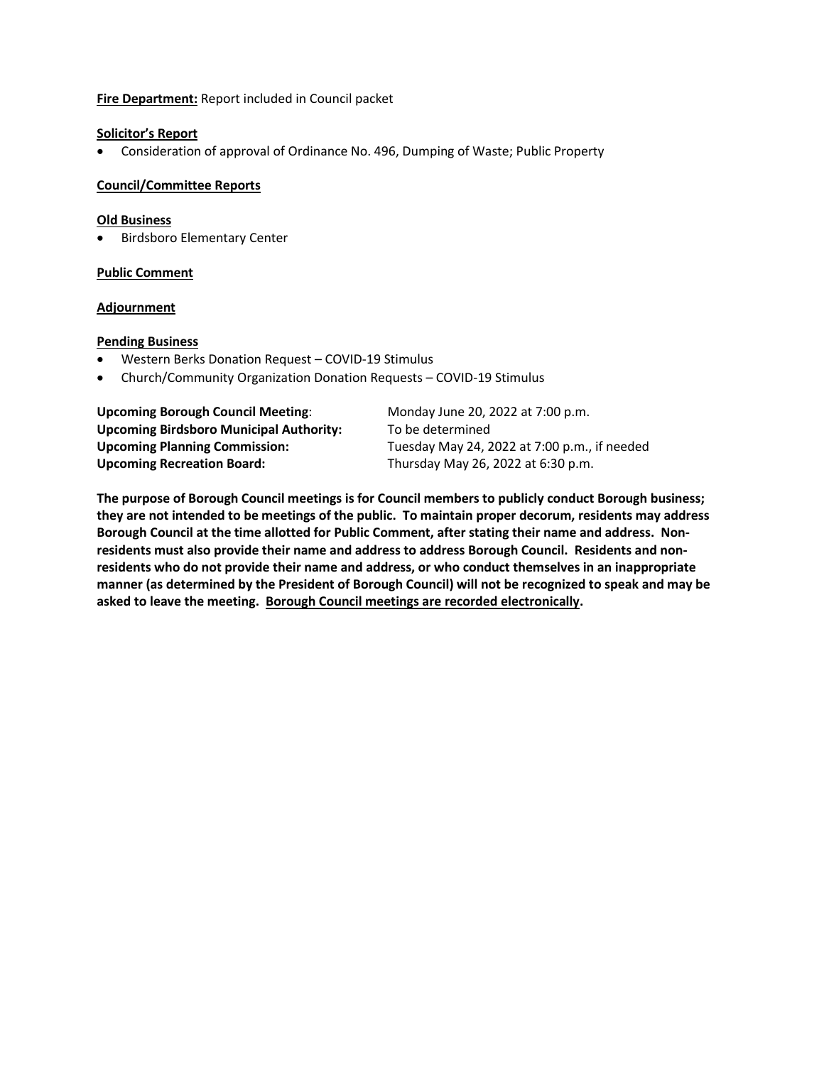**Fire Department:** Report included in Council packet

**Solicitor's Report**

- Consideration of approval of Ordinance No. 496, Dumping of Waste; Public Property

**Council/Committee Reports**

**Old Business**

- Birdsboro Elementary Center

**Public Comment**

**Adjournment**

**Pending Business**

- Western Berks Donation Request – COVID-19 Stimulus
- Church/Community Organization Donation Requests – COVID-19 Stimulus

| | |
|---|---|
| **Upcoming Borough Council Meeting**: | Monday June 20, 2022 at 7:00 p.m. |
| **Upcoming Birdsboro Municipal Authority:** | To be determined |
| **Upcoming Planning Commission:** | Tuesday May 24, 2022 at 7:00 p.m., if needed |
| **Upcoming Recreation Board:** | Thursday May 26, 2022 at 6:30 p.m. |

**The purpose of Borough Council meetings is for Council members to publicly conduct Borough business; they are not intended to be meetings of the public. To maintain proper decorum, residents may address Borough Council at the time allotted for Public Comment, after stating their name and address. Non-residents must also provide their name and address to address Borough Council. Residents and non-residents who do not provide their name and address, or who conduct themselves in an inappropriate manner (as determined by the President of Borough Council) will not be recognized to speak and may be asked to leave the meeting. Borough Council meetings are recorded electronically.**